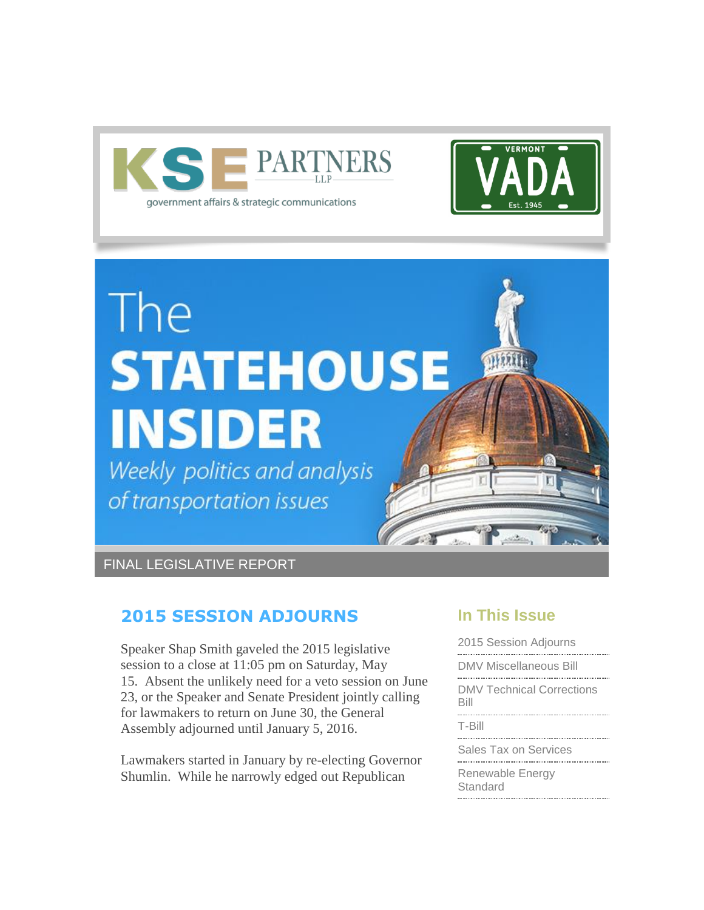KSE PARTNERS LLP

government affairs & strategic communications

VERMONT VADA Est. 1945

# The STATEHOUSE INSIDER

*Weekly politics and analysis of transportation issues*

FINAL LEGISLATIVE REPORT

## 2015 SESSION ADJOURNS

Speaker Shap Smith gaveled the 2015 legislative session to a close at 11:05 pm on Saturday, May 15. Absent the unlikely need for a veto session on June 23, or the Speaker and Senate President jointly calling for lawmakers to return on June 30, the General Assembly adjourned until January 5, 2016.

Lawmakers started in January by re-electing Governor Shumlin. While he narrowly edged out Republican

## In This Issue

- 2015 Session Adjourns
- DMV Miscellaneous Bill
- DMV Technical Corrections Bill
- T-Bill
- Sales Tax on Services
- Renewable Energy Standard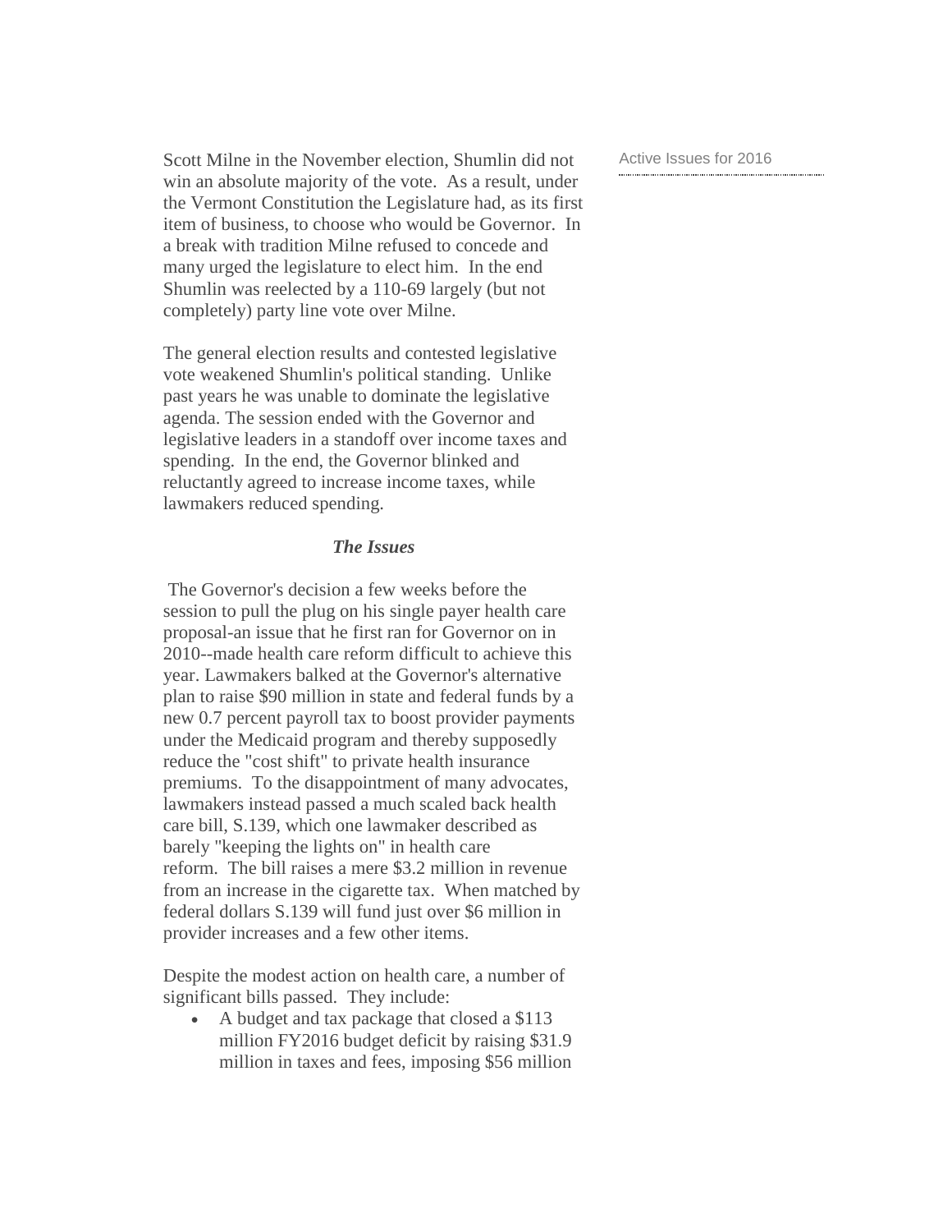Scott Milne in the November election, Shumlin did not win an absolute majority of the vote. As a result, under the Vermont Constitution the Legislature had, as its first item of business, to choose who would be Governor. In a break with tradition Milne refused to concede and many urged the legislature to elect him. In the end Shumlin was reelected by a 110-69 largely (but not completely) party line vote over Milne.

The general election results and contested legislative vote weakened Shumlin's political standing. Unlike past years he was unable to dominate the legislative agenda. The session ended with the Governor and legislative leaders in a standoff over income taxes and spending. In the end, the Governor blinked and reluctantly agreed to increase income taxes, while lawmakers reduced spending.

Active Issues for 2016

### *The Issues*

The Governor's decision a few weeks before the session to pull the plug on his single payer health care proposal-an issue that he first ran for Governor on in 2010--made health care reform difficult to achieve this year. Lawmakers balked at the Governor's alternative plan to raise $90 million in state and federal funds by a new 0.7 percent payroll tax to boost provider payments under the Medicaid program and thereby supposedly reduce the "cost shift" to private health insurance premiums. To the disappointment of many advocates, lawmakers instead passed a much scaled back health care bill, S.139, which one lawmaker described as barely "keeping the lights on" in health care reform. The bill raises a mere $3.2 million in revenue from an increase in the cigarette tax. When matched by federal dollars S.139 will fund just over $6 million in provider increases and a few other items.

Despite the modest action on health care, a number of significant bills passed. They include:

- A budget and tax package that closed a $113 million FY2016 budget deficit by raising $31.9 million in taxes and fees, imposing $56 million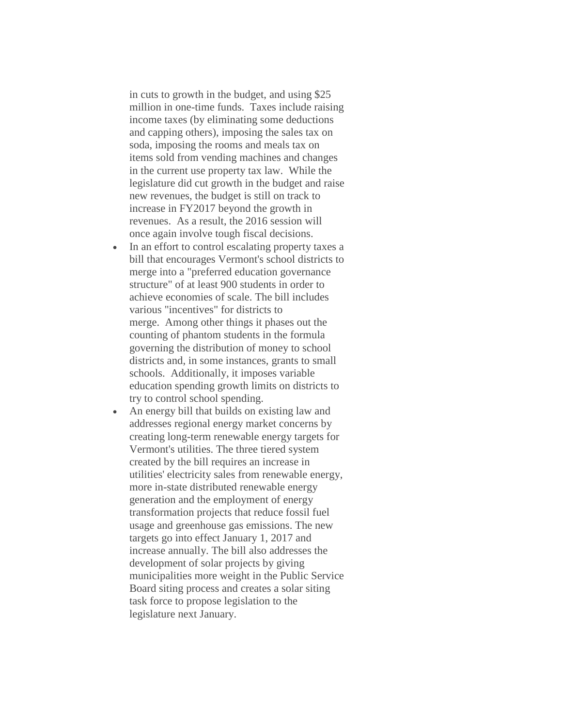in cuts to growth in the budget, and using $25 million in one-time funds. Taxes include raising income taxes (by eliminating some deductions and capping others), imposing the sales tax on soda, imposing the rooms and meals tax on items sold from vending machines and changes in the current use property tax law. While the legislature did cut growth in the budget and raise new revenues, the budget is still on track to increase in FY2017 beyond the growth in revenues. As a result, the 2016 session will once again involve tough fiscal decisions.

- In an effort to control escalating property taxes a bill that encourages Vermont's school districts to merge into a "preferred education governance structure" of at least 900 students in order to achieve economies of scale. The bill includes various "incentives" for districts to merge. Among other things it phases out the counting of phantom students in the formula governing the distribution of money to school districts and, in some instances, grants to small schools. Additionally, it imposes variable education spending growth limits on districts to try to control school spending.
- An energy bill that builds on existing law and addresses regional energy market concerns by creating long-term renewable energy targets for Vermont's utilities. The three tiered system created by the bill requires an increase in utilities' electricity sales from renewable energy, more in-state distributed renewable energy generation and the employment of energy transformation projects that reduce fossil fuel usage and greenhouse gas emissions. The new targets go into effect January 1, 2017 and increase annually. The bill also addresses the development of solar projects by giving municipalities more weight in the Public Service Board siting process and creates a solar siting task force to propose legislation to the legislature next January.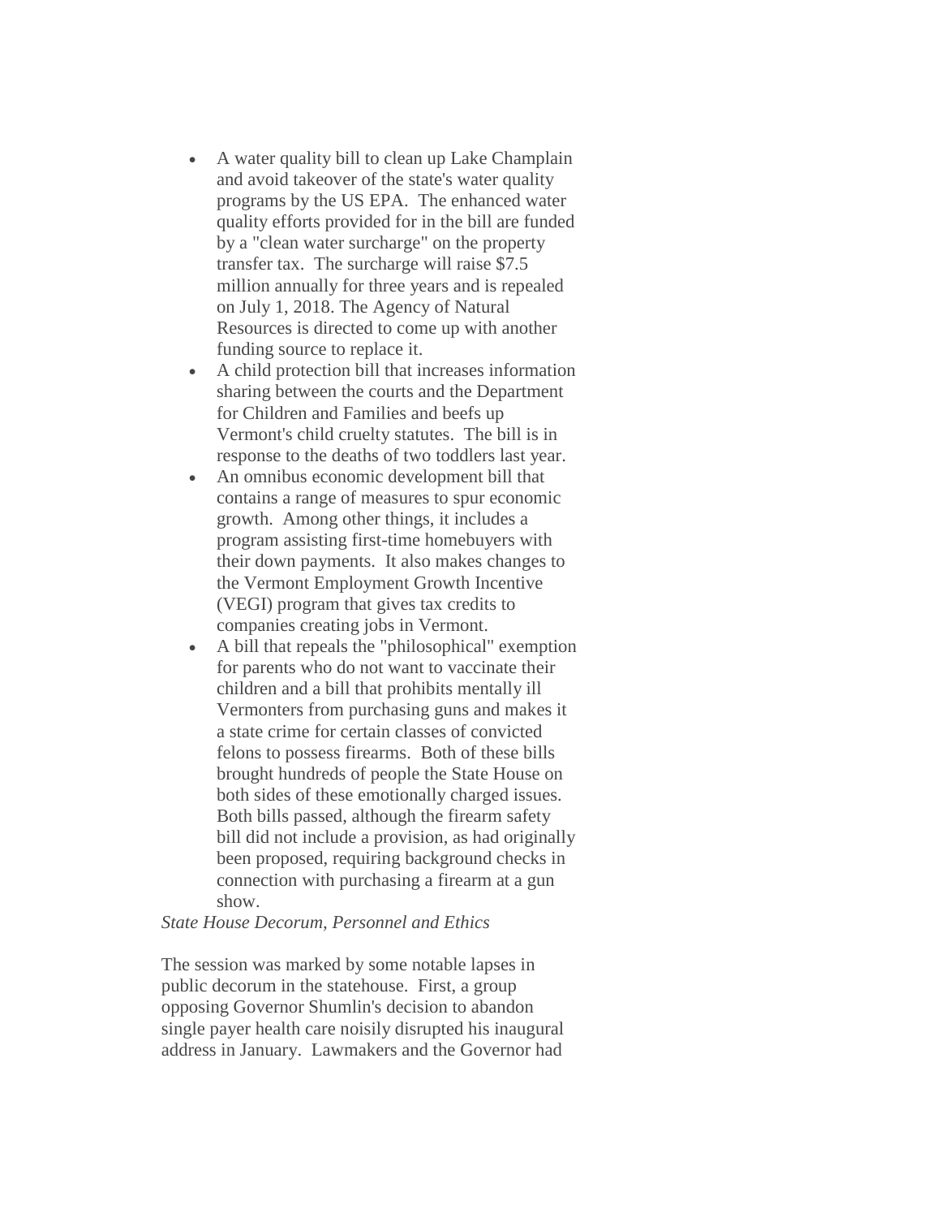- A water quality bill to clean up Lake Champlain and avoid takeover of the state's water quality programs by the US EPA. The enhanced water quality efforts provided for in the bill are funded by a "clean water surcharge" on the property transfer tax. The surcharge will raise $7.5 million annually for three years and is repealed on July 1, 2018. The Agency of Natural Resources is directed to come up with another funding source to replace it.
- A child protection bill that increases information sharing between the courts and the Department for Children and Families and beefs up Vermont's child cruelty statutes. The bill is in response to the deaths of two toddlers last year.
- An omnibus economic development bill that contains a range of measures to spur economic growth. Among other things, it includes a program assisting first-time homebuyers with their down payments. It also makes changes to the Vermont Employment Growth Incentive (VEGI) program that gives tax credits to companies creating jobs in Vermont.
- A bill that repeals the "philosophical" exemption for parents who do not want to vaccinate their children and a bill that prohibits mentally ill Vermonters from purchasing guns and makes it a state crime for certain classes of convicted felons to possess firearms. Both of these bills brought hundreds of people the State House on both sides of these emotionally charged issues. Both bills passed, although the firearm safety bill did not include a provision, as had originally been proposed, requiring background checks in connection with purchasing a firearm at a gun show.

*State House Decorum, Personnel and Ethics*

The session was marked by some notable lapses in public decorum in the statehouse. First, a group opposing Governor Shumlin's decision to abandon single payer health care noisily disrupted his inaugural address in January. Lawmakers and the Governor had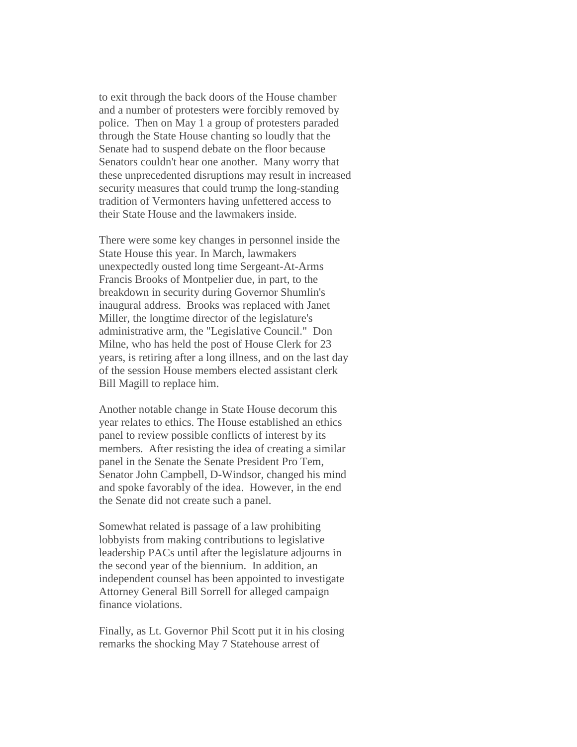to exit through the back doors of the House chamber and a number of protesters were forcibly removed by police. Then on May 1 a group of protesters paraded through the State House chanting so loudly that the Senate had to suspend debate on the floor because Senators couldn't hear one another. Many worry that these unprecedented disruptions may result in increased security measures that could trump the long-standing tradition of Vermonters having unfettered access to their State House and the lawmakers inside.

There were some key changes in personnel inside the State House this year. In March, lawmakers unexpectedly ousted long time Sergeant-At-Arms Francis Brooks of Montpelier due, in part, to the breakdown in security during Governor Shumlin's inaugural address. Brooks was replaced with Janet Miller, the longtime director of the legislature's administrative arm, the "Legislative Council." Don Milne, who has held the post of House Clerk for 23 years, is retiring after a long illness, and on the last day of the session House members elected assistant clerk Bill Magill to replace him.

Another notable change in State House decorum this year relates to ethics. The House established an ethics panel to review possible conflicts of interest by its members. After resisting the idea of creating a similar panel in the Senate the Senate President Pro Tem, Senator John Campbell, D-Windsor, changed his mind and spoke favorably of the idea. However, in the end the Senate did not create such a panel.

Somewhat related is passage of a law prohibiting lobbyists from making contributions to legislative leadership PACs until after the legislature adjourns in the second year of the biennium. In addition, an independent counsel has been appointed to investigate Attorney General Bill Sorrell for alleged campaign finance violations.

Finally, as Lt. Governor Phil Scott put it in his closing remarks the shocking May 7 Statehouse arrest of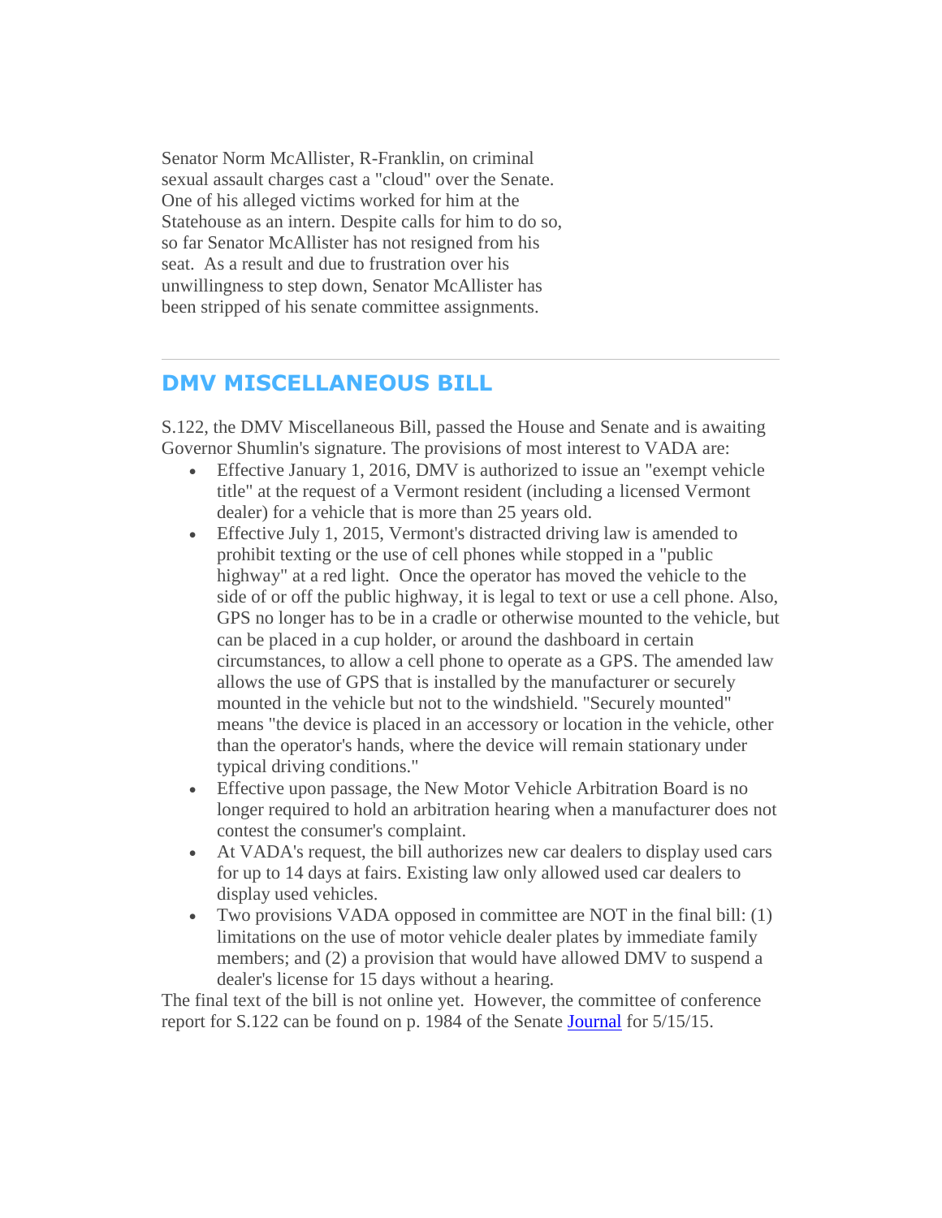Senator Norm McAllister, R-Franklin, on criminal sexual assault charges cast a "cloud" over the Senate. One of his alleged victims worked for him at the Statehouse as an intern. Despite calls for him to do so, so far Senator McAllister has not resigned from his seat. As a result and due to frustration over his unwillingness to step down, Senator McAllister has been stripped of his senate committee assignments.

---

## DMV MISCELLANEOUS BILL

S.122, the DMV Miscellaneous Bill, passed the House and Senate and is awaiting Governor Shumlin's signature. The provisions of most interest to VADA are:

- Effective January 1, 2016, DMV is authorized to issue an "exempt vehicle title" at the request of a Vermont resident (including a licensed Vermont dealer) for a vehicle that is more than 25 years old.
- Effective July 1, 2015, Vermont's distracted driving law is amended to prohibit texting or the use of cell phones while stopped in a "public highway" at a red light. Once the operator has moved the vehicle to the side of or off the public highway, it is legal to text or use a cell phone. Also, GPS no longer has to be in a cradle or otherwise mounted to the vehicle, but can be placed in a cup holder, or around the dashboard in certain circumstances, to allow a cell phone to operate as a GPS. The amended law allows the use of GPS that is installed by the manufacturer or securely mounted in the vehicle but not to the windshield. "Securely mounted" means "the device is placed in an accessory or location in the vehicle, other than the operator's hands, where the device will remain stationary under typical driving conditions."
- Effective upon passage, the New Motor Vehicle Arbitration Board is no longer required to hold an arbitration hearing when a manufacturer does not contest the consumer's complaint.
- At VADA's request, the bill authorizes new car dealers to display used cars for up to 14 days at fairs. Existing law only allowed used car dealers to display used vehicles.
- Two provisions VADA opposed in committee are NOT in the final bill: (1) limitations on the use of motor vehicle dealer plates by immediate family members; and (2) a provision that would have allowed DMV to suspend a dealer's license for 15 days without a hearing.

The final text of the bill is not online yet. However, the committee of conference report for S.122 can be found on p. 1984 of the Senate Journal for 5/15/15.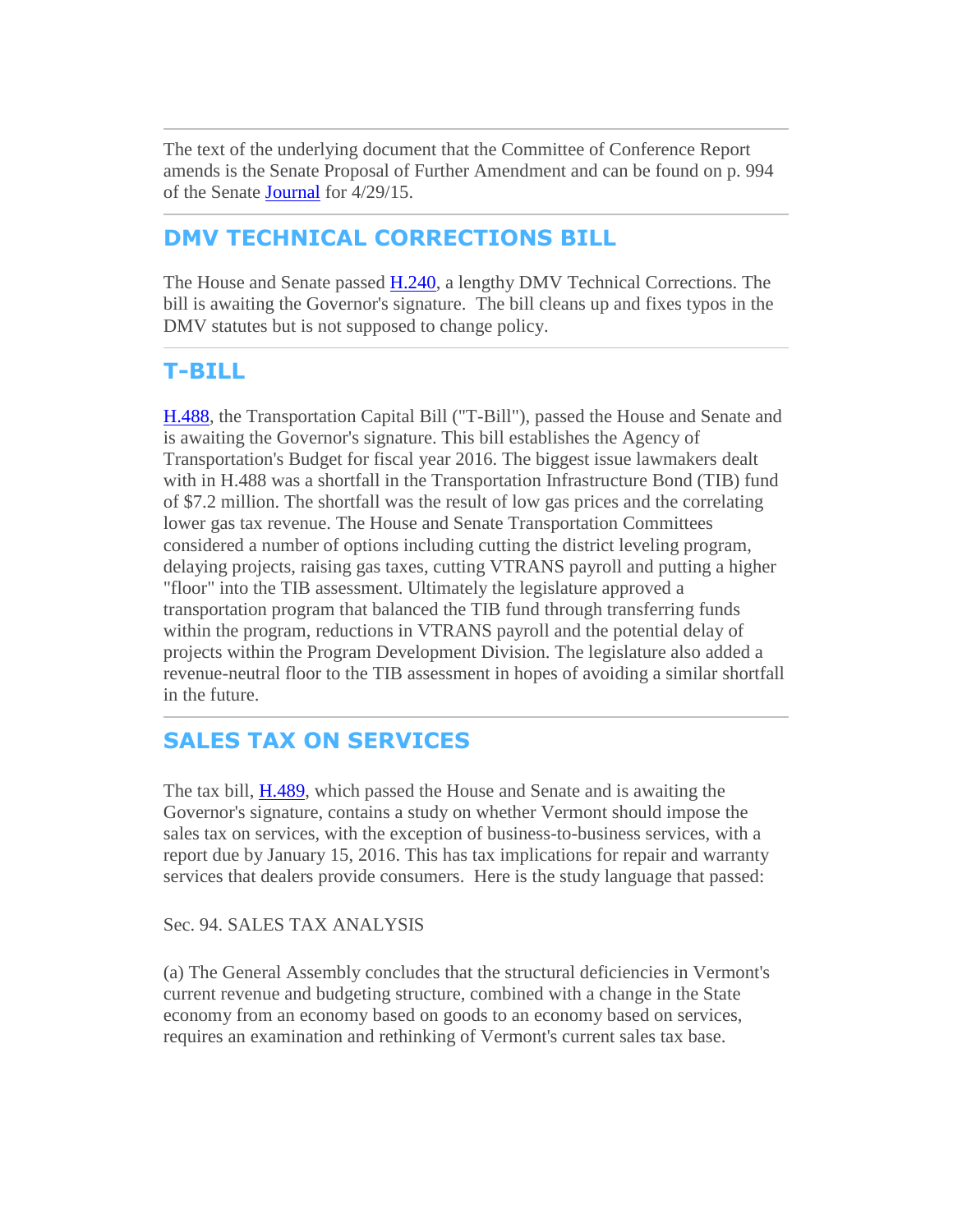---

The text of the underlying document that the Committee of Conference Report amends is the Senate Proposal of Further Amendment and can be found on p. 994 of the Senate Journal for 4/29/15.

---

## DMV TECHNICAL CORRECTIONS BILL

The House and Senate passed H.240, a lengthy DMV Technical Corrections. The bill is awaiting the Governor's signature. The bill cleans up and fixes typos in the DMV statutes but is not supposed to change policy.

---

## T-BILL

H.488, the Transportation Capital Bill ("T-Bill"), passed the House and Senate and is awaiting the Governor's signature. This bill establishes the Agency of Transportation's Budget for fiscal year 2016. The biggest issue lawmakers dealt with in H.488 was a shortfall in the Transportation Infrastructure Bond (TIB) fund of $7.2 million. The shortfall was the result of low gas prices and the correlating lower gas tax revenue. The House and Senate Transportation Committees considered a number of options including cutting the district leveling program, delaying projects, raising gas taxes, cutting VTRANS payroll and putting a higher "floor" into the TIB assessment. Ultimately the legislature approved a transportation program that balanced the TIB fund through transferring funds within the program, reductions in VTRANS payroll and the potential delay of projects within the Program Development Division. The legislature also added a revenue-neutral floor to the TIB assessment in hopes of avoiding a similar shortfall in the future.

---

## SALES TAX ON SERVICES

The tax bill, H.489, which passed the House and Senate and is awaiting the Governor's signature, contains a study on whether Vermont should impose the sales tax on services, with the exception of business-to-business services, with a report due by January 15, 2016. This has tax implications for repair and warranty services that dealers provide consumers. Here is the study language that passed:

Sec. 94. SALES TAX ANALYSIS

(a) The General Assembly concludes that the structural deficiencies in Vermont's current revenue and budgeting structure, combined with a change in the State economy from an economy based on goods to an economy based on services, requires an examination and rethinking of Vermont's current sales tax base.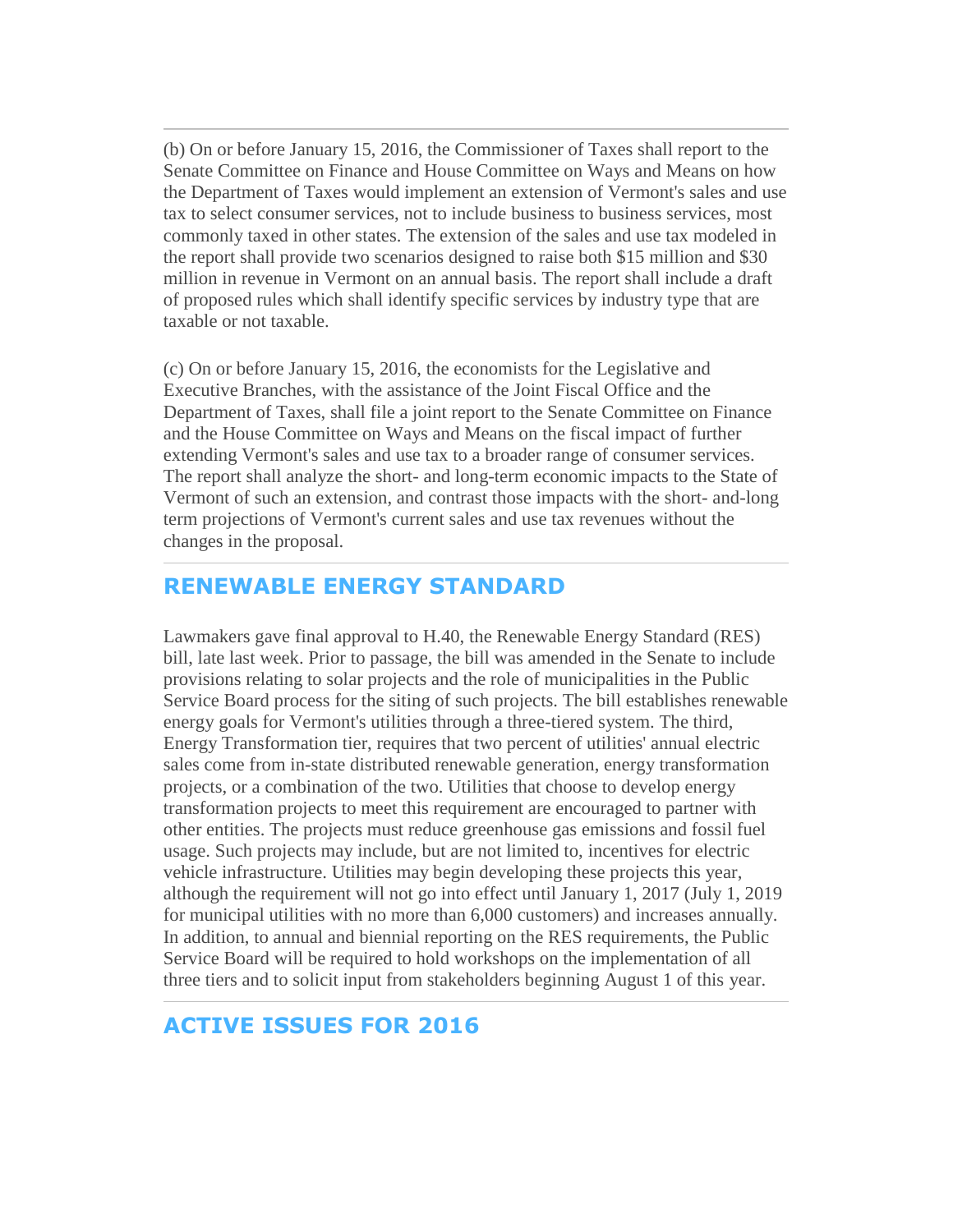---

(b) On or before January 15, 2016, the Commissioner of Taxes shall report to the Senate Committee on Finance and House Committee on Ways and Means on how the Department of Taxes would implement an extension of Vermont's sales and use tax to select consumer services, not to include business to business services, most commonly taxed in other states. The extension of the sales and use tax modeled in the report shall provide two scenarios designed to raise both $15 million and $30 million in revenue in Vermont on an annual basis. The report shall include a draft of proposed rules which shall identify specific services by industry type that are taxable or not taxable.

(c) On or before January 15, 2016, the economists for the Legislative and Executive Branches, with the assistance of the Joint Fiscal Office and the Department of Taxes, shall file a joint report to the Senate Committee on Finance and the House Committee on Ways and Means on the fiscal impact of further extending Vermont's sales and use tax to a broader range of consumer services. The report shall analyze the short- and long-term economic impacts to the State of Vermont of such an extension, and contrast those impacts with the short- and-long term projections of Vermont's current sales and use tax revenues without the changes in the proposal.

---

## RENEWABLE ENERGY STANDARD

Lawmakers gave final approval to H.40, the Renewable Energy Standard (RES) bill, late last week. Prior to passage, the bill was amended in the Senate to include provisions relating to solar projects and the role of municipalities in the Public Service Board process for the siting of such projects. The bill establishes renewable energy goals for Vermont's utilities through a three-tiered system. The third, Energy Transformation tier, requires that two percent of utilities' annual electric sales come from in-state distributed renewable generation, energy transformation projects, or a combination of the two. Utilities that choose to develop energy transformation projects to meet this requirement are encouraged to partner with other entities. The projects must reduce greenhouse gas emissions and fossil fuel usage. Such projects may include, but are not limited to, incentives for electric vehicle infrastructure. Utilities may begin developing these projects this year, although the requirement will not go into effect until January 1, 2017 (July 1, 2019 for municipal utilities with no more than 6,000 customers) and increases annually. In addition, to annual and biennial reporting on the RES requirements, the Public Service Board will be required to hold workshops on the implementation of all three tiers and to solicit input from stakeholders beginning August 1 of this year.

---

## ACTIVE ISSUES FOR 2016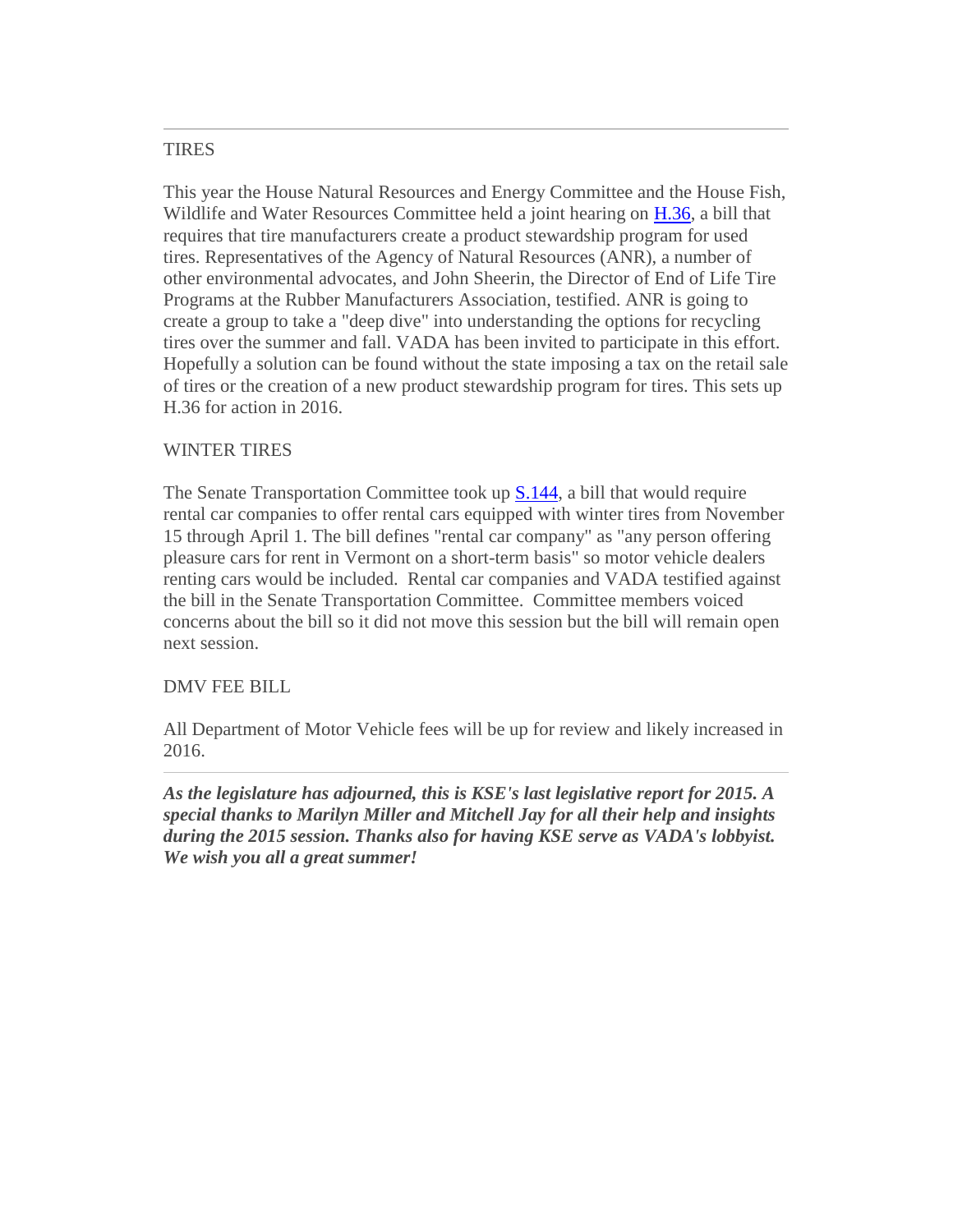---

TIRES

This year the House Natural Resources and Energy Committee and the House Fish, Wildlife and Water Resources Committee held a joint hearing on H.36, a bill that requires that tire manufacturers create a product stewardship program for used tires. Representatives of the Agency of Natural Resources (ANR), a number of other environmental advocates, and John Sheerin, the Director of End of Life Tire Programs at the Rubber Manufacturers Association, testified. ANR is going to create a group to take a "deep dive" into understanding the options for recycling tires over the summer and fall. VADA has been invited to participate in this effort. Hopefully a solution can be found without the state imposing a tax on the retail sale of tires or the creation of a new product stewardship program for tires. This sets up H.36 for action in 2016.

WINTER TIRES

The Senate Transportation Committee took up S.144, a bill that would require rental car companies to offer rental cars equipped with winter tires from November 15 through April 1. The bill defines "rental car company" as "any person offering pleasure cars for rent in Vermont on a short-term basis" so motor vehicle dealers renting cars would be included. Rental car companies and VADA testified against the bill in the Senate Transportation Committee. Committee members voiced concerns about the bill so it did not move this session but the bill will remain open next session.

DMV FEE BILL

All Department of Motor Vehicle fees will be up for review and likely increased in 2016.

---

***As the legislature has adjourned, this is KSE's last legislative report for 2015. A special thanks to Marilyn Miller and Mitchell Jay for all their help and insights during the 2015 session. Thanks also for having KSE serve as VADA's lobbyist. We wish you all a great summer!***